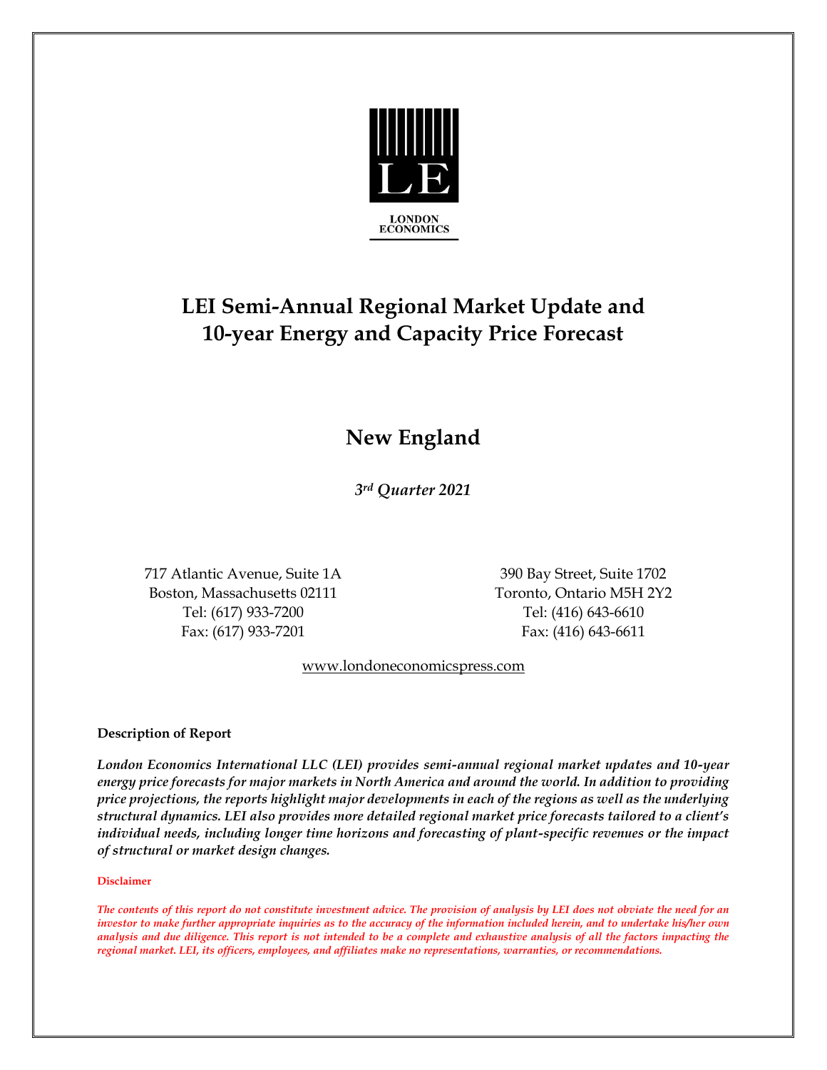LONDON
ECONOMICS

# LEI Semi-Annual Regional Market Update and 10-year Energy and Capacity Price Forecast

## New England

*3rd Quarter 2021*

717 Atlantic Avenue, Suite 1A
Boston, Massachusetts 02111
Tel: (617) 933-7200
Fax: (617) 933-7201

390 Bay Street, Suite 1702
Toronto, Ontario M5H 2Y2
Tel: (416) 643-6610
Fax: (416) 643-6611

www.londoneconomicspress.com

**Description of Report**

***London Economics International LLC (LEI) provides semi-annual regional market updates and 10-year energy price forecasts for major markets in North America and around the world. In addition to providing price projections, the reports highlight major developments in each of the regions as well as the underlying structural dynamics. LEI also provides more detailed regional market price forecasts tailored to a client's individual needs, including longer time horizons and forecasting of plant-specific revenues or the impact of structural or market design changes.***

**Disclaimer**

***The contents of this report do not constitute investment advice. The provision of analysis by LEI does not obviate the need for an investor to make further appropriate inquiries as to the accuracy of the information included herein, and to undertake his/her own analysis and due diligence. This report is not intended to be a complete and exhaustive analysis of all the factors impacting the regional market. LEI, its officers, employees, and affiliates make no representations, warranties, or recommendations.***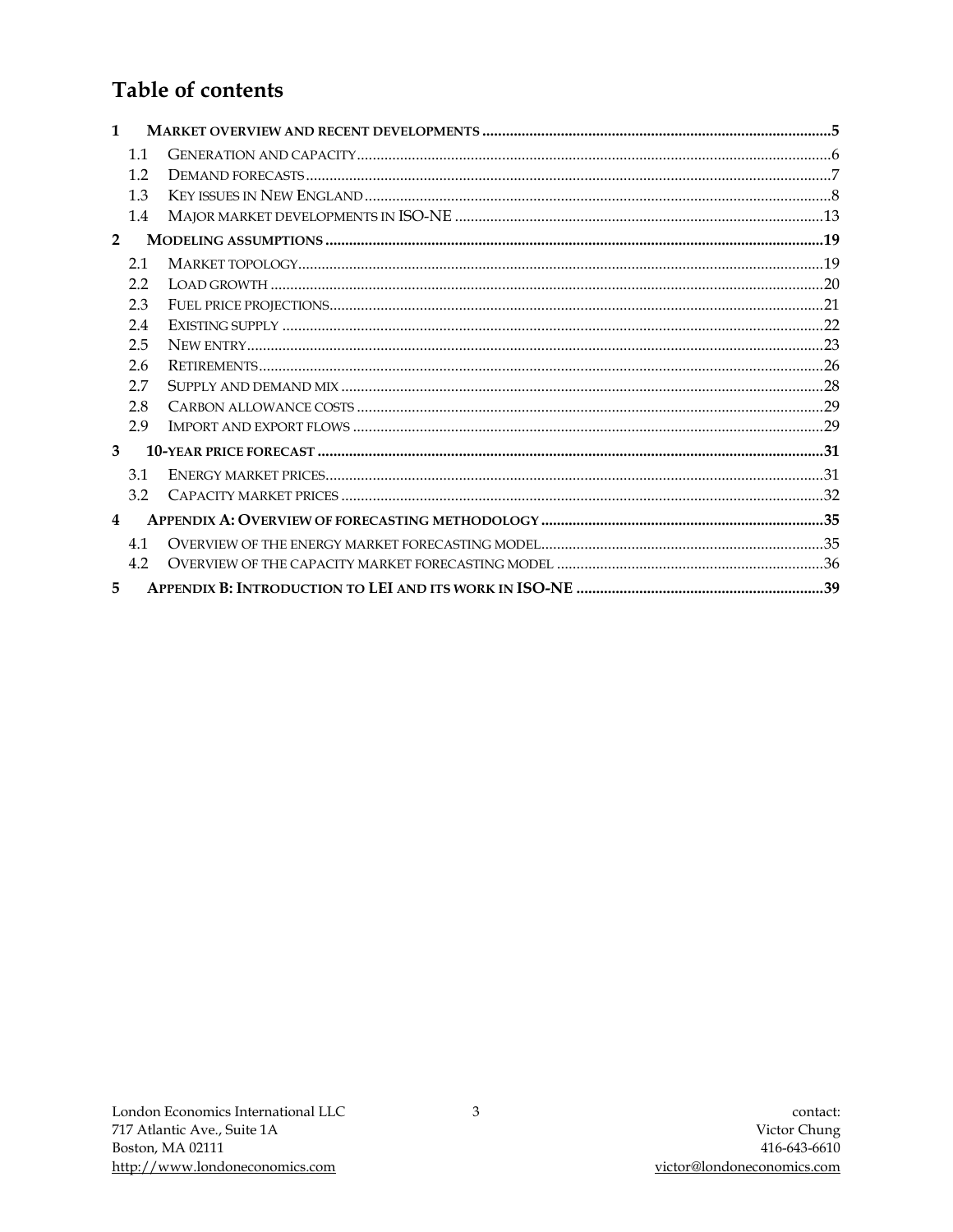# Table of contents

- **1 MARKET OVERVIEW AND RECENT DEVELOPMENTS** ..... **5**
  - 1.1 GENERATION AND CAPACITY ..... 6
  - 1.2 DEMAND FORECASTS ..... 7
  - 1.3 KEY ISSUES IN NEW ENGLAND ..... 8
  - 1.4 MAJOR MARKET DEVELOPMENTS IN ISO-NE ..... 13
- **2 MODELING ASSUMPTIONS** ..... **19**
  - 2.1 MARKET TOPOLOGY ..... 19
  - 2.2 LOAD GROWTH ..... 20
  - 2.3 FUEL PRICE PROJECTIONS ..... 21
  - 2.4 EXISTING SUPPLY ..... 22
  - 2.5 NEW ENTRY ..... 23
  - 2.6 RETIREMENTS ..... 26
  - 2.7 SUPPLY AND DEMAND MIX ..... 28
  - 2.8 CARBON ALLOWANCE COSTS ..... 29
  - 2.9 IMPORT AND EXPORT FLOWS ..... 29
- **3 10-YEAR PRICE FORECAST** ..... **31**
  - 3.1 ENERGY MARKET PRICES ..... 31
  - 3.2 CAPACITY MARKET PRICES ..... 32
- **4 APPENDIX A: OVERVIEW OF FORECASTING METHODOLOGY** ..... **35**
  - 4.1 OVERVIEW OF THE ENERGY MARKET FORECASTING MODEL ..... 35
  - 4.2 OVERVIEW OF THE CAPACITY MARKET FORECASTING MODEL ..... 36
- **5 APPENDIX B: INTRODUCTION TO LEI AND ITS WORK IN ISO-NE** ..... **39**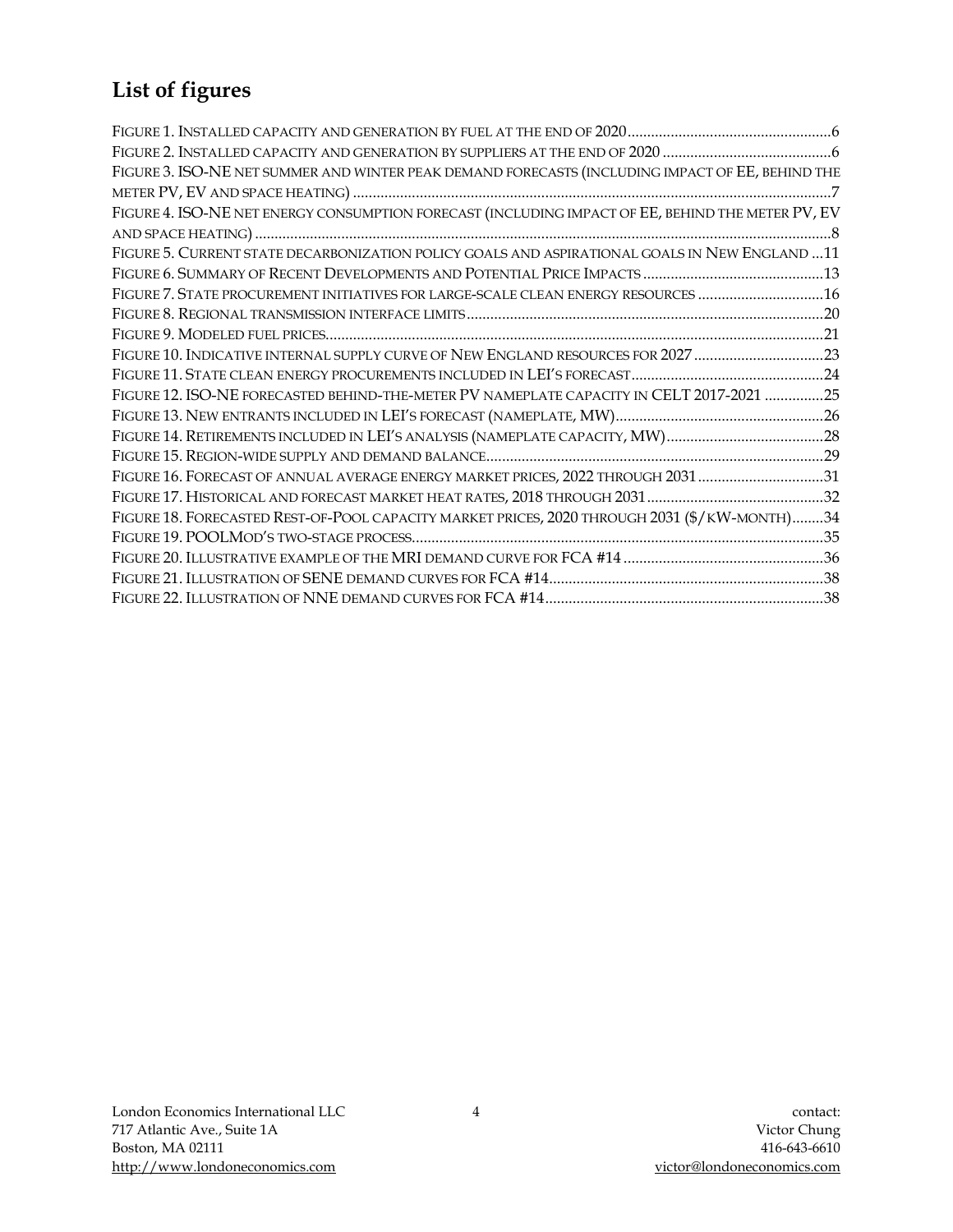## List of figures

Figure 1. Installed capacity and generation by fuel at the end of 2020....................................................6
Figure 2. Installed capacity and generation by suppliers at the end of 2020 ...........................................6
Figure 3. ISO-NE net summer and winter peak demand forecasts (including impact of EE, behind the meter PV, EV and space heating) .........................................................................................................7
Figure 4. ISO-NE net energy consumption forecast (including impact of EE, behind the meter PV, EV and space heating) .................................................................................................................................8
Figure 5. Current state decarbonization policy goals and aspirational goals in New England ...11
Figure 6. Summary of Recent Developments and Potential Price Impacts ..............................................13
Figure 7. State procurement initiatives for large-scale clean energy resources ................................16
Figure 8. Regional transmission interface limits..........................................................................................20
Figure 9. Modeled fuel prices.............................................................................................................21
Figure 10. Indicative internal supply curve of New England resources for 2027 .................................23
Figure 11. State clean energy procurements included in LEI's forecast.................................................24
Figure 12. ISO-NE forecasted behind-the-meter PV nameplate capacity in CELT 2017-2021 ...............25
Figure 13. New entrants included in LEI's forecast (nameplate, MW).....................................................26
Figure 14. Retirements included in LEI's analysis (nameplate capacity, MW)........................................28
Figure 15. Region-wide supply and demand balance......................................................................................29
Figure 16. Forecast of annual average energy market prices, 2022 through 2031................................31
Figure 17. Historical and forecast market heat rates, 2018 through 2031.............................................32
Figure 18. Forecasted Rest-of-Pool capacity market prices, 2020 through 2031 ($/kW-month)........34
Figure 19. POOLMod's two-stage process........................................................................................35
Figure 20. Illustrative example of the MRI demand curve for FCA #14 ...................................................36
Figure 21. Illustration of SENE demand curves for FCA #14......................................................................38
Figure 22. Illustration of NNE demand curves for FCA #14.......................................................................38